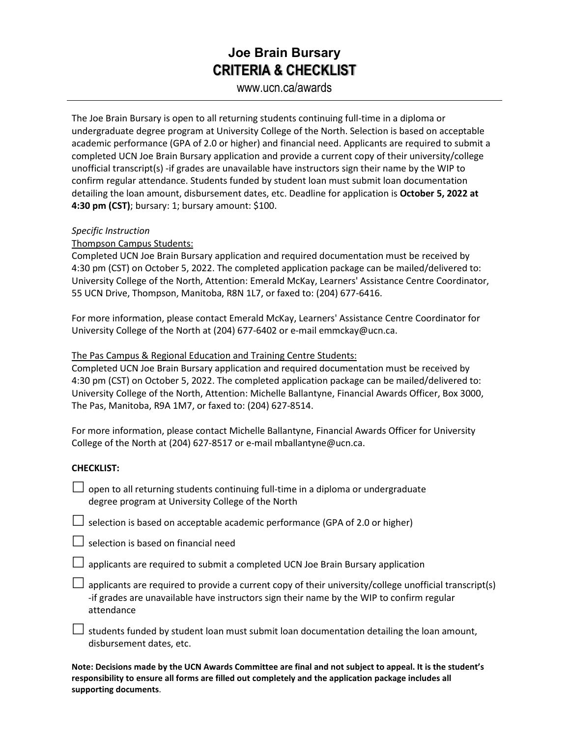# Joe Brain Bursary

## CRITERIA & CHECKLIST

www.ucn.ca/awards

---

The Joe Brain Bursary is open to all returning students continuing full-time in a diploma or undergraduate degree program at University College of the North. Selection is based on acceptable academic performance (GPA of 2.0 or higher) and financial need. Applicants are required to submit a completed UCN Joe Brain Bursary application and provide a current copy of their university/college unofficial transcript(s) -if grades are unavailable have instructors sign their name by the WIP to confirm regular attendance. Students funded by student loan must submit loan documentation detailing the loan amount, disbursement dates, etc. Deadline for application is **October 5, 2022 at 4:30 pm (CST)**; bursary: 1; bursary amount: $100.

*Specific Instruction*

<u>Thompson Campus Students:</u>

Completed UCN Joe Brain Bursary application and required documentation must be received by 4:30 pm (CST) on October 5, 2022. The completed application package can be mailed/delivered to: University College of the North, Attention: Emerald McKay, Learners' Assistance Centre Coordinator, 55 UCN Drive, Thompson, Manitoba, R8N 1L7, or faxed to: (204) 677-6416.

For more information, please contact Emerald McKay, Learners' Assistance Centre Coordinator for University College of the North at (204) 677-6402 or e-mail emmckay@ucn.ca.

<u>The Pas Campus & Regional Education and Training Centre Students:</u>

Completed UCN Joe Brain Bursary application and required documentation must be received by 4:30 pm (CST) on October 5, 2022. The completed application package can be mailed/delivered to: University College of the North, Attention: Michelle Ballantyne, Financial Awards Officer, Box 3000, The Pas, Manitoba, R9A 1M7, or faxed to: (204) 627-8514.

For more information, please contact Michelle Ballantyne, Financial Awards Officer for University College of the North at (204) 627-8517 or e-mail mballantyne@ucn.ca.

**CHECKLIST:**

- ☐ open to all returning students continuing full-time in a diploma or undergraduate degree program at University College of the North
- ☐ selection is based on acceptable academic performance (GPA of 2.0 or higher)
- ☐ selection is based on financial need
- ☐ applicants are required to submit a completed UCN Joe Brain Bursary application
- ☐ applicants are required to provide a current copy of their university/college unofficial transcript(s) -if grades are unavailable have instructors sign their name by the WIP to confirm regular attendance
- ☐ students funded by student loan must submit loan documentation detailing the loan amount, disbursement dates, etc.

**Note: Decisions made by the UCN Awards Committee are final and not subject to appeal. It is the student's responsibility to ensure all forms are filled out completely and the application package includes all supporting documents**.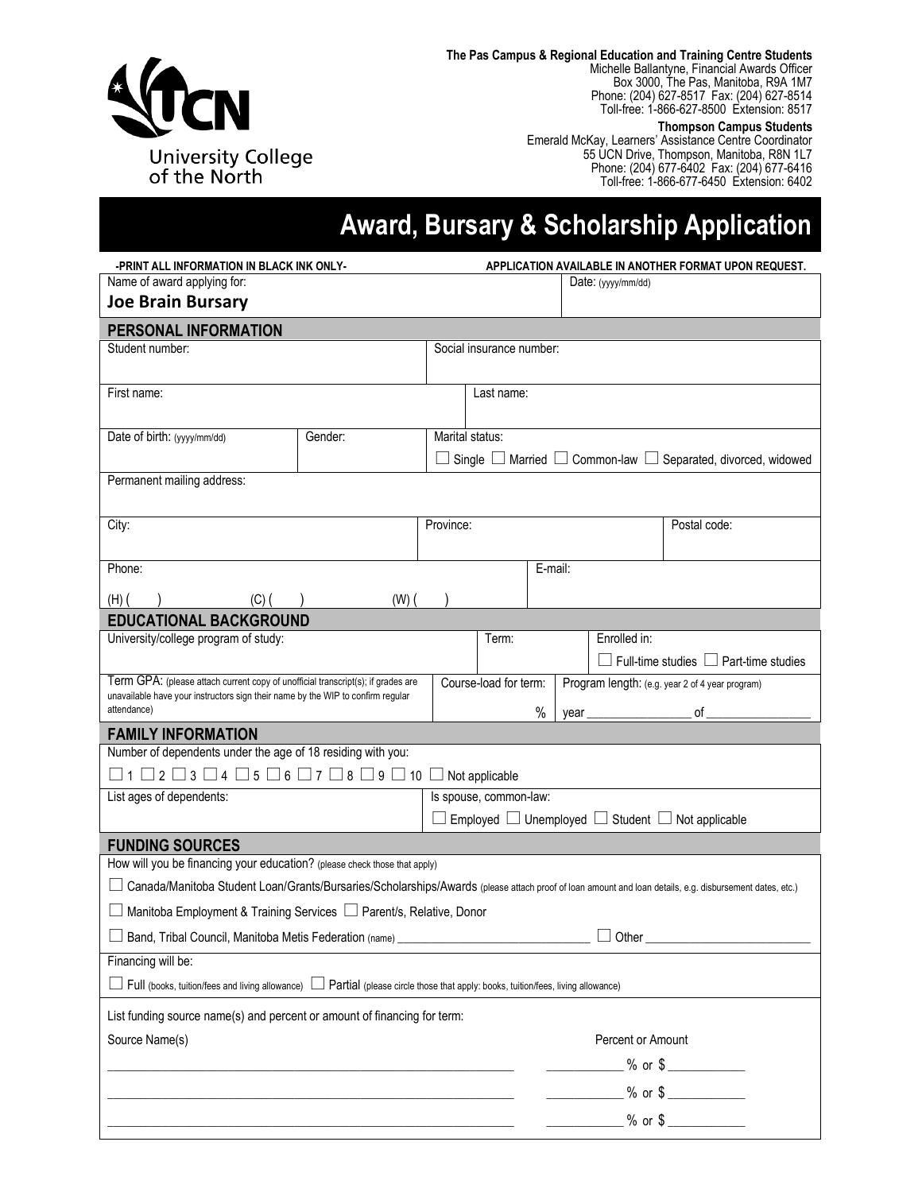**The Pas Campus & Regional Education and Training Centre Students**
Michelle Ballantyne, Financial Awards Officer
Box 3000, The Pas, Manitoba, R9A 1M7
Phone: (204) 627-8517 Fax: (204) 627-8514
Toll-free: 1-866-627-8500 Extension: 8517

**Thompson Campus Students**
Emerald McKay, Learners' Assistance Centre Coordinator
55 UCN Drive, Thompson, Manitoba, R8N 1L7
Phone: (204) 677-6402 Fax: (204) 677-6416
Toll-free: 1-866-677-6450 Extension: 6402

University College of the North

# Award, Bursary & Scholarship Application

**-PRINT ALL INFORMATION IN BLACK INK ONLY-** **APPLICATION AVAILABLE IN ANOTHER FORMAT UPON REQUEST.**

| Name of award applying for: | Date: (yyyy/mm/dd) |
|---|---|
| **Joe Brain Bursary** | |

## PERSONAL INFORMATION

| Student number: | Social insurance number: |
|---|---|
| | |

| First name: | Last name: |
|---|---|
| | |

| Date of birth: (yyyy/mm/dd) | Gender: | Marital status: |
|---|---|---|
| | | ☐ Single ☐ Married ☐ Common-law ☐ Separated, divorced, widowed |

Permanent mailing address:

| City: | Province: | Postal code: |
|---|---|---|
| | | |

| Phone: | E-mail: |
|---|---|
| (H) ( ) (C) ( ) (W) ( ) | |

## EDUCATIONAL BACKGROUND

| University/college program of study: | Term: | Enrolled in: |
|---|---|---|
| | | ☐ Full-time studies ☐ Part-time studies |

| Term GPA: (please attach current copy of unofficial transcript(s); if grades are unavailable have your instructors sign their name by the WIP to confirm regular attendance) | Course-load for term: | Program length: (e.g. year 2 of 4 year program) |
|---|---|---|
| | % | year ________________ of ________________ |

## FAMILY INFORMATION

Number of dependents under the age of 18 residing with you:

☐ 1 ☐ 2 ☐ 3 ☐ 4 ☐ 5 ☐ 6 ☐ 7 ☐ 8 ☐ 9 ☐ 10 ☐ Not applicable

| List ages of dependents: | Is spouse, common-law: |
|---|---|
| | ☐ Employed ☐ Unemployed ☐ Student ☐ Not applicable |

## FUNDING SOURCES

How will you be financing your education? (please check those that apply)

☐ Canada/Manitoba Student Loan/Grants/Bursaries/Scholarships/Awards (please attach proof of loan amount and loan details, e.g. disbursement dates, etc.)

☐ Manitoba Employment & Training Services ☐ Parent/s, Relative, Donor

☐ Band, Tribal Council, Manitoba Metis Federation (name) ______________________________ ☐ Other ________________________

Financing will be:

☐ Full (books, tuition/fees and living allowance) ☐ Partial (please circle those that apply: books, tuition/fees, living allowance)

List funding source name(s) and percent or amount of financing for term:

| Source Name(s) | Percent or Amount |
|---|---|
| ____________________________________________ | ___________ % or $ ___________ |
| ____________________________________________ | ___________ % or $ ___________ |
| ____________________________________________ | ___________ % or $ ___________ |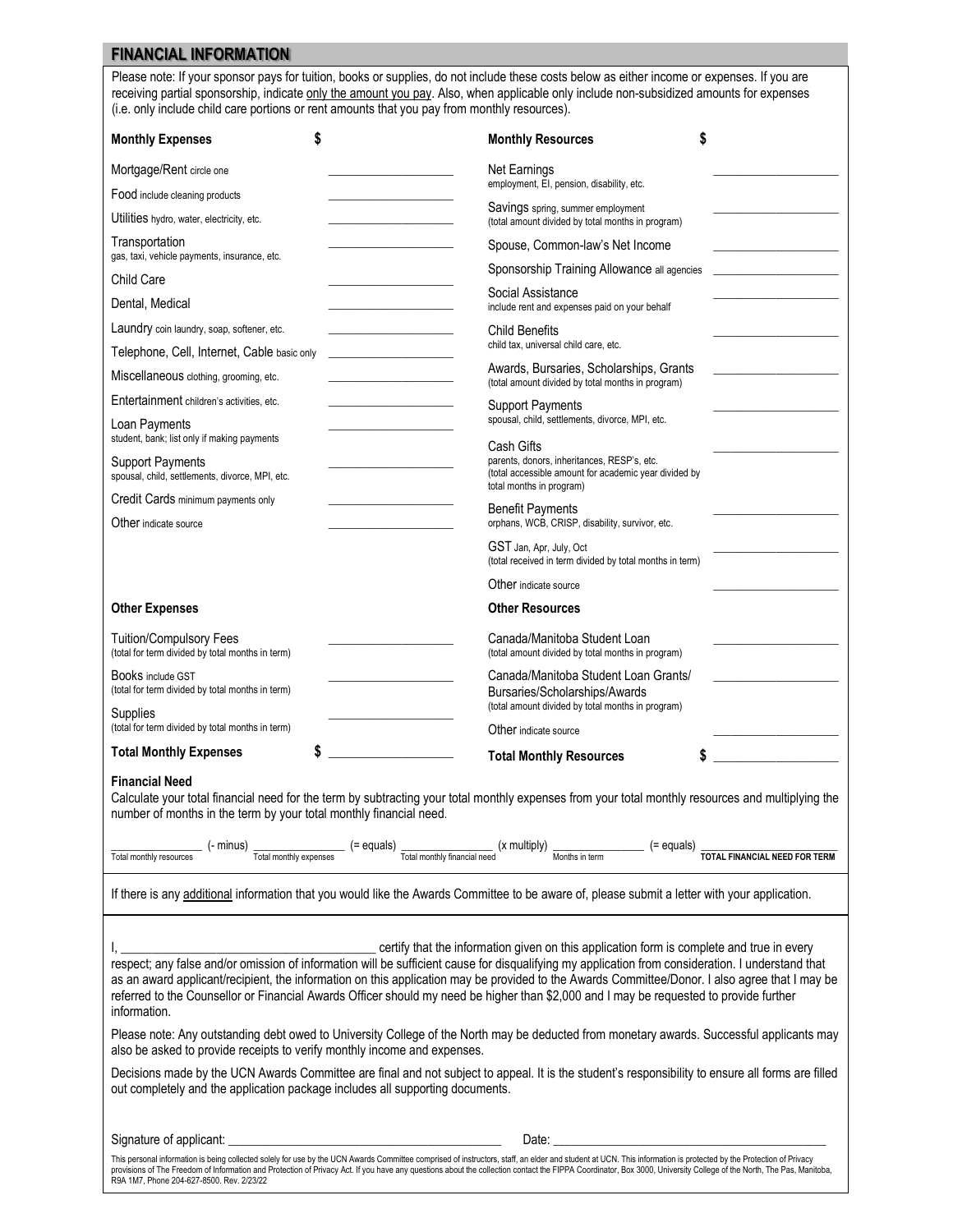## FINANCIAL INFORMATION

Please note: If your sponsor pays for tuition, books or supplies, do not include these costs below as either income or expenses. If you are receiving partial sponsorship, indicate only the amount you pay. Also, when applicable only include non-subsidized amounts for expenses (i.e. only include child care portions or rent amounts that you pay from monthly resources).

| **Monthly Expenses** | **$** | **Monthly Resources** | **$** |
|---|---|---|---|
| Mortgage/Rent circle one | ___________ | Net Earnings<br>employment, EI, pension, disability, etc. | ___________ |
| Food include cleaning products | ___________ | Savings spring, summer employment<br>(total amount divided by total months in program) | ___________ |
| Utilities hydro, water, electricity, etc. | ___________ | Spouse, Common-law's Net Income | ___________ |
| Transportation<br>gas, taxi, vehicle payments, insurance, etc. | ___________ | Sponsorship Training Allowance all agencies | ___________ |
| Child Care | ___________ | Social Assistance<br>include rent and expenses paid on your behalf | ___________ |
| Dental, Medical | ___________ | Child Benefits<br>child tax, universal child care, etc. | ___________ |
| Laundry coin laundry, soap, softener, etc. | ___________ | Awards, Bursaries, Scholarships, Grants<br>(total amount divided by total months in program) | ___________ |
| Telephone, Cell, Internet, Cable basic only | ___________ | Support Payments<br>spousal, child, settlements, divorce, MPI, etc. | ___________ |
| Miscellaneous clothing, grooming, etc. | ___________ | Cash Gifts<br>parents, donors, inheritances, RESP's, etc.<br>(total accessible amount for academic year divided by total months in program) | ___________ |
| Entertainment children's activities, etc. | ___________ | Benefit Payments<br>orphans, WCB, CRISP, disability, survivor, etc. | ___________ |
| Loan Payments<br>student, bank; list only if making payments | ___________ | GST Jan, Apr, July, Oct<br>(total received in term divided by total months in term) | ___________ |
| Support Payments<br>spousal, child, settlements, divorce, MPI, etc. | ___________ | Other indicate source | ___________ |
| Credit Cards minimum payments only | ___________ | | |
| Other indicate source | ___________ | | |
| **Other Expenses** | | **Other Resources** | |
| Tuition/Compulsory Fees<br>(total for term divided by total months in term) | ___________ | Canada/Manitoba Student Loan<br>(total amount divided by total months in program) | ___________ |
| Books include GST<br>(total for term divided by total months in term) | ___________ | Canada/Manitoba Student Loan Grants/ Bursaries/Scholarships/Awards<br>(total amount divided by total months in program) | ___________ |
| Supplies<br>(total for term divided by total months in term) | ___________ | Other indicate source | ___________ |
| **Total Monthly Expenses** | **$** ___________ | **Total Monthly Resources** | **$** ___________ |

**Financial Need**

Calculate your total financial need for the term by subtracting your total monthly expenses from your total monthly resources and multiplying the number of months in the term by your total monthly financial need.

___________ (- minus) ___________ (= equals) ___________ (x multiply) ___________ (= equals) ___________

Total monthly resources | Total monthly expenses | Total monthly financial need | Months in term | **TOTAL FINANCIAL NEED FOR TERM**

If there is any additional information that you would like the Awards Committee to be aware of, please submit a letter with your application.

I, ______________________________ certify that the information given on this application form is complete and true in every respect; any false and/or omission of information will be sufficient cause for disqualifying my application from consideration. I understand that as an award applicant/recipient, the information on this application may be provided to the Awards Committee/Donor. I also agree that I may be referred to the Counsellor or Financial Awards Officer should my need be higher than $2,000 and I may be requested to provide further information.

Please note: Any outstanding debt owed to University College of the North may be deducted from monetary awards. Successful applicants may also be asked to provide receipts to verify monthly income and expenses.

Decisions made by the UCN Awards Committee are final and not subject to appeal. It is the student's responsibility to ensure all forms are filled out completely and the application package includes all supporting documents.

Signature of applicant: ______________________________ Date: ______________________________

This personal information is being collected solely for use by the UCN Awards Committee comprised of instructors, staff, an elder and student at UCN. This information is protected by the Protection of Privacy provisions of The Freedom of Information and Protection of Privacy Act. If you have any questions about the collection contact the FIPPA Coordinator, Box 3000, University College of the North, The Pas, Manitoba, R9A 1M7, Phone 204-627-8500. Rev. 2/23/22